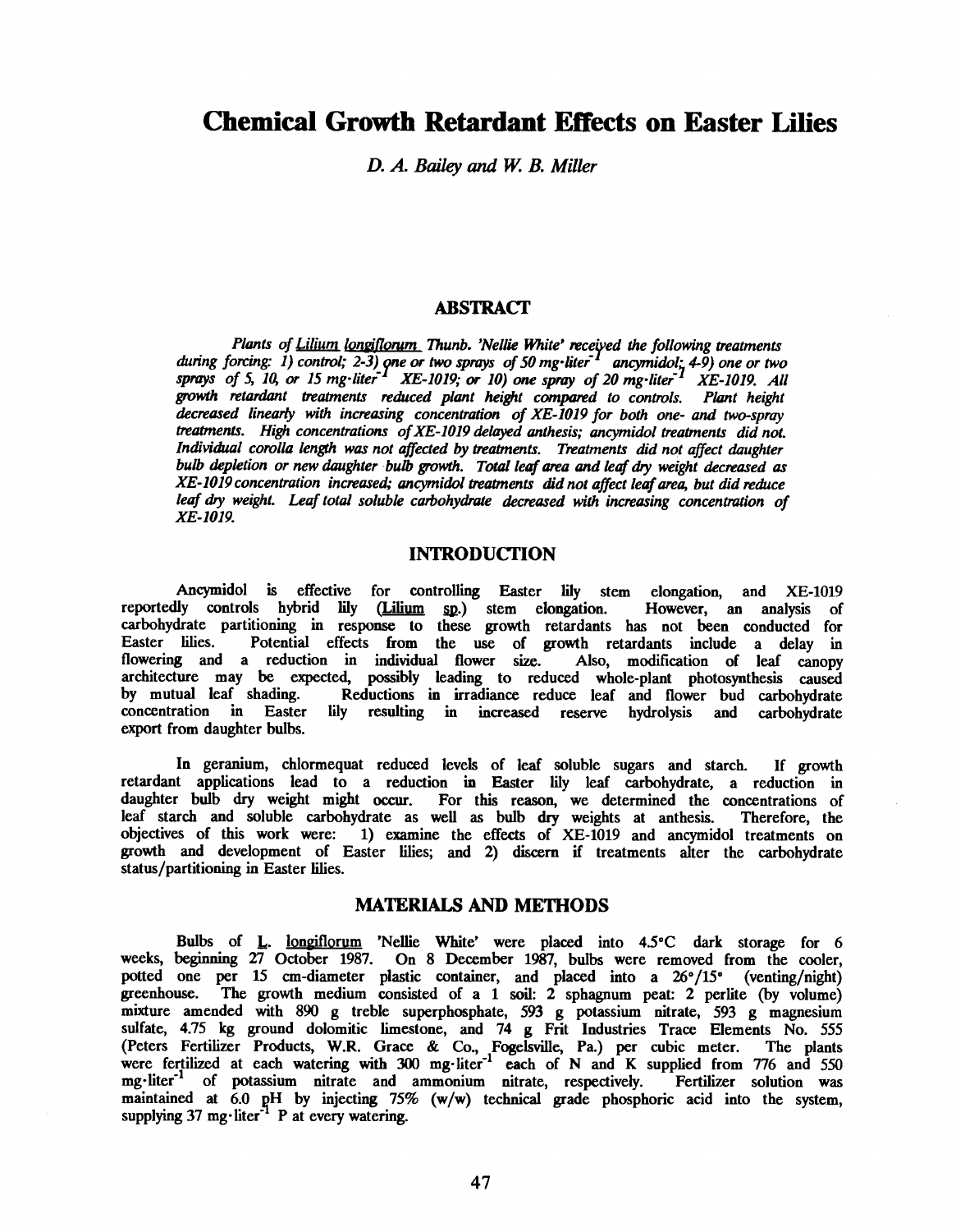# Chemical Growth Retardant Effects on Easter Lilies

*D. A. Bailey and W. B. Miller*

## ABSTRACT

*Plants of Lilium longiflorum Thunb. 'Nellie White' received the following treatments during forcing: 1) control; 2-3) one or two sprays of 50 mg·liter$^{-1}$ ancymidol; 4-9) one or two sprays of 5, 10, or 15 mg·liter$^{-1}$ XE-1019; or 10) one spray of 20 mg·liter$^{-1}$ XE-1019. All growth retardant treatments reduced plant height compared to controls. Plant height decreased linearly with increasing concentration of XE-1019 for both one- and two-spray treatments. High concentrations of XE-1019 delayed anthesis; ancymidol treatments did not. Individual corolla length was not affected by treatments. Treatments did not affect daughter bulb depletion or new daughter bulb growth. Total leaf area and leaf dry weight decreased as XE-1019 concentration increased; ancymidol treatments did not affect leaf area, but did reduce leaf dry weight. Leaf total soluble carbohydrate decreased with increasing concentration of XE-1019.*

## INTRODUCTION

Ancymidol is effective for controlling Easter lily stem elongation, and XE-1019 reportedly controls hybrid lily (Lilium sp.) stem elongation. However, an analysis of carbohydrate partitioning in response to these growth retardants has not been conducted for Easter lilies. Potential effects from the use of growth retardants include a delay in flowering and a reduction in individual flower size. Also, modification of leaf canopy architecture may be expected, possibly leading to reduced whole-plant photosynthesis caused by mutual leaf shading. Reductions in irradiance reduce leaf and flower bud carbohydrate concentration in Easter lily resulting in increased reserve hydrolysis and carbohydrate export from daughter bulbs.

In geranium, chlormequat reduced levels of leaf soluble sugars and starch. If growth retardant applications lead to a reduction in Easter lily leaf carbohydrate, a reduction in daughter bulb dry weight might occur. For this reason, we determined the concentrations of leaf starch and soluble carbohydrate as well as bulb dry weights at anthesis. Therefore, the objectives of this work were: 1) examine the effects of XE-1019 and ancymidol treatments on growth and development of Easter lilies; and 2) discern if treatments alter the carbohydrate status/partitioning in Easter lilies.

## MATERIALS AND METHODS

Bulbs of L. longiflorum 'Nellie White' were placed into 4.5°C dark storage for 6 weeks, beginning 27 October 1987. On 8 December 1987, bulbs were removed from the cooler, potted one per 15 cm-diameter plastic container, and placed into a 26°/15° (venting/night) greenhouse. The growth medium consisted of a 1 soil: 2 sphagnum peat: 2 perlite (by volume) mixture amended with 890 g treble superphosphate, 593 g potassium nitrate, 593 g magnesium sulfate, 4.75 kg ground dolomitic limestone, and 74 g Frit Industries Trace Elements No. 555 (Peters Fertilizer Products, W.R. Grace & Co., Fogelsville, Pa.) per cubic meter. The plants were fertilized at each watering with 300 mg·liter$^{-1}$ each of N and K supplied from 776 and 550 mg·liter$^{-1}$ of potassium nitrate and ammonium nitrate, respectively. Fertilizer solution was maintained at 6.0 pH by injecting 75% (w/w) technical grade phosphoric acid into the system, supplying 37 mg·liter$^{-1}$ P at every watering.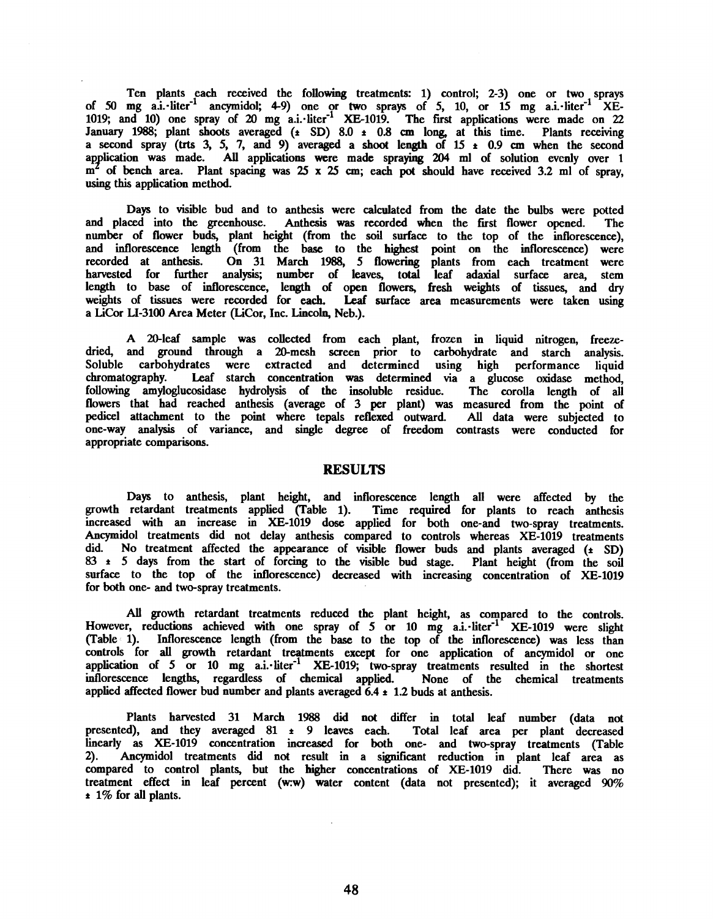Ten plants each received the following treatments: 1) control; 2-3) one or two sprays of 50 mg a.i.·liter$^{-1}$ ancymidol; 4-9) one or two sprays of 5, 10, or 15 mg a.i.·liter$^{-1}$ XE-1019; and 10) one spray of 20 mg a.i.·liter$^{-1}$ XE-1019. The first applications were made on 22 January 1988; plant shoots averaged (± SD) 8.0 ± 0.8 cm long, at this time. Plants receiving a second spray (trts 3, 5, 7, and 9) averaged a shoot length of 15 ± 0.9 cm when the second application was made. All applications were made spraying 204 ml of solution evenly over 1 m$^2$ of bench area. Plant spacing was 25 x 25 cm; each pot should have received 3.2 ml of spray, using this application method.

Days to visible bud and to anthesis were calculated from the date the bulbs were potted and placed into the greenhouse. Anthesis was recorded when the first flower opened. The number of flower buds, plant height (from the soil surface to the top of the inflorescence), and inflorescence length (from the base to the highest point on the inflorescence) were recorded at anthesis. On 31 March 1988, 5 flowering plants from each treatment were harvested for further analysis; number of leaves, total leaf adaxial surface area, stem length to base of inflorescence, length of open flowers, fresh weights of tissues, and dry weights of tissues were recorded for each. Leaf surface area measurements were taken using a LiCor LI-3100 Area Meter (LiCor, Inc. Lincoln, Neb.).

A 20-leaf sample was collected from each plant, frozen in liquid nitrogen, freeze-dried, and ground through a 20-mesh screen prior to carbohydrate and starch analysis. Soluble carbohydrates were extracted and determined using high performance liquid chromatography. Leaf starch concentration was determined via a glucose oxidase method, following amyloglucosidase hydrolysis of the insoluble residue. The corolla length of all flowers that had reached anthesis (average of 3 per plant) was measured from the point of pedicel attachment to the point where tepals reflexed outward. All data were subjected to one-way analysis of variance, and single degree of freedom contrasts were conducted for appropriate comparisons.

## RESULTS

Days to anthesis, plant height, and inflorescence length all were affected by the growth retardant treatments applied (Table 1). Time required for plants to reach anthesis increased with an increase in XE-1019 dose applied for both one-and two-spray treatments. Ancymidol treatments did not delay anthesis compared to controls whereas XE-1019 treatments did. No treatment affected the appearance of visible flower buds and plants averaged (± SD) 83 ± 5 days from the start of forcing to the visible bud stage. Plant height (from the soil surface to the top of the inflorescence) decreased with increasing concentration of XE-1019 for both one- and two-spray treatments.

All growth retardant treatments reduced the plant height, as compared to the controls. However, reductions achieved with one spray of 5 or 10 mg a.i.·liter$^{-1}$ XE-1019 were slight (Table 1). Inflorescence length (from the base to the top of the inflorescence) was less than controls for all growth retardant treatments except for one application of ancymidol or one application of 5 or 10 mg a.i.·liter$^{-1}$ XE-1019; two-spray treatments resulted in the shortest inflorescence lengths, regardless of chemical applied. None of the chemical treatments applied affected flower bud number and plants averaged 6.4 ± 1.2 buds at anthesis.

Plants harvested 31 March 1988 did not differ in total leaf number (data not presented), and they averaged 81 ± 9 leaves each. Total leaf area per plant decreased linearly as XE-1019 concentration increased for both one- and two-spray treatments (Table 2). Ancymidol treatments did not result in a significant reduction in plant leaf area as compared to control plants, but the higher concentrations of XE-1019 did. There was no treatment effect in leaf percent (w:w) water content (data not presented); it averaged 90% ± 1% for all plants.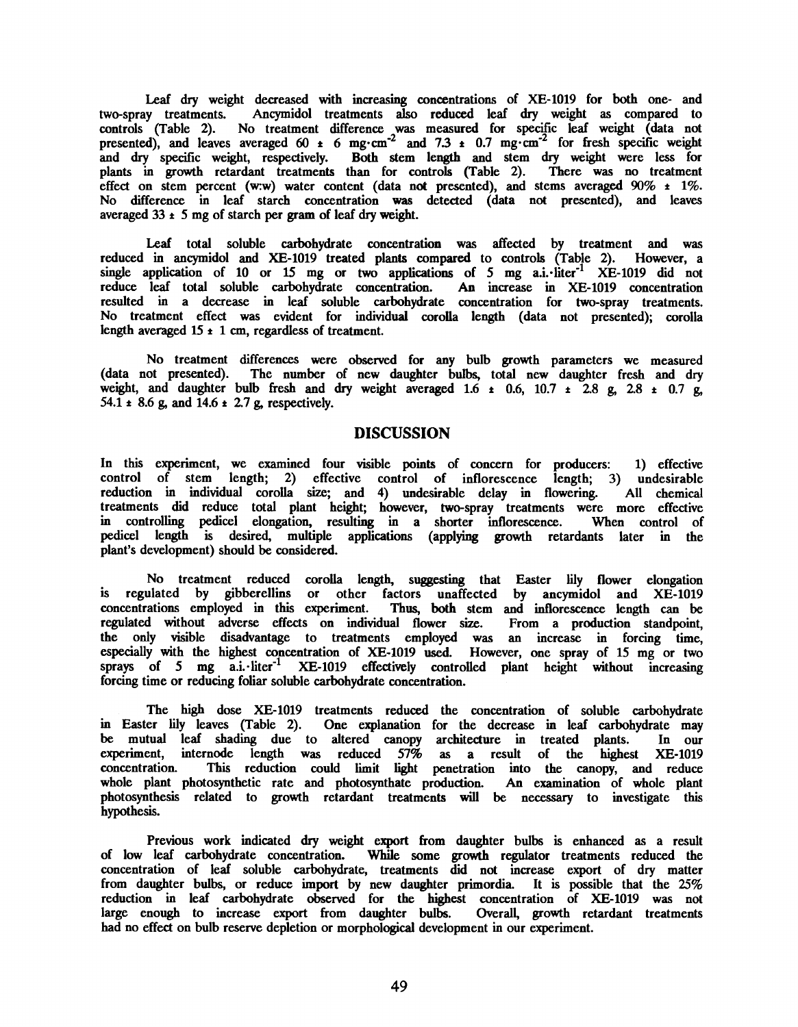Leaf dry weight decreased with increasing concentrations of XE-1019 for both one- and two-spray treatments. Ancymidol treatments also reduced leaf dry weight as compared to controls (Table 2). No treatment difference was measured for specific leaf weight (data not presented), and leaves averaged 60 ± 6 $mg \cdot cm^{-2}$ and 7.3 ± 0.7 $mg \cdot cm^{-2}$ for fresh specific weight and dry specific weight, respectively. Both stem length and stem dry weight were less for plants in growth retardant treatments than for controls (Table 2). There was no treatment effect on stem percent (w:w) water content (data not presented), and stems averaged 90% ± 1%. No difference in leaf starch concentration was detected (data not presented), and leaves averaged 33 ± 5 mg of starch per gram of leaf dry weight.

Leaf total soluble carbohydrate concentration was affected by treatment and was reduced in ancymidol and XE-1019 treated plants compared to controls (Table 2). However, a single application of 10 or 15 mg or two applications of 5 mg $a.i. \cdot liter^{-1}$ XE-1019 did not reduce leaf total soluble carbohydrate concentration. An increase in XE-1019 concentration resulted in a decrease in leaf soluble carbohydrate concentration for two-spray treatments. No treatment effect was evident for individual corolla length (data not presented); corolla length averaged 15 ± 1 cm, regardless of treatment.

No treatment differences were observed for any bulb growth parameters we measured (data not presented). The number of new daughter bulbs, total new daughter fresh and dry weight, and daughter bulb fresh and dry weight averaged 1.6 ± 0.6, 10.7 ± 2.8 g, 2.8 ± 0.7 g, 54.1 ± 8.6 g, and 14.6 ± 2.7 g, respectively.

## DISCUSSION

In this experiment, we examined four visible points of concern for producers: 1) effective control of stem length; 2) effective control of inflorescence length; 3) undesirable reduction in individual corolla size; and 4) undesirable delay in flowering. All chemical treatments did reduce total plant height; however, two-spray treatments were more effective in controlling pedicel elongation, resulting in a shorter inflorescence. When control of pedicel length is desired, multiple applications (applying growth retardants later in the plant's development) should be considered.

No treatment reduced corolla length, suggesting that Easter lily flower elongation is regulated by gibberellins or other factors unaffected by ancymidol and XE-1019 concentrations employed in this experiment. Thus, both stem and inflorescence length can be regulated without adverse effects on individual flower size. From a production standpoint, the only visible disadvantage to treatments employed was an increase in forcing time, especially with the highest concentration of XE-1019 used. However, one spray of 15 mg or two sprays of 5 mg $a.i. \cdot liter^{-1}$ XE-1019 effectively controlled plant height without increasing forcing time or reducing foliar soluble carbohydrate concentration.

The high dose XE-1019 treatments reduced the concentration of soluble carbohydrate in Easter lily leaves (Table 2). One explanation for the decrease in leaf carbohydrate may be mutual leaf shading due to altered canopy architecture in treated plants. In our experiment, internode length was reduced 57% as a result of the highest XE-1019 concentration. This reduction could limit light penetration into the canopy, and reduce whole plant photosynthetic rate and photosynthate production. An examination of whole plant photosynthesis related to growth retardant treatments will be necessary to investigate this hypothesis.

Previous work indicated dry weight export from daughter bulbs is enhanced as a result of low leaf carbohydrate concentration. While some growth regulator treatments reduced the concentration of leaf soluble carbohydrate, treatments did not increase export of dry matter from daughter bulbs, or reduce import by new daughter primordia. It is possible that the 25% reduction in leaf carbohydrate observed for the highest concentration of XE-1019 was not large enough to increase export from daughter bulbs. Overall, growth retardant treatments had no effect on bulb reserve depletion or morphological development in our experiment.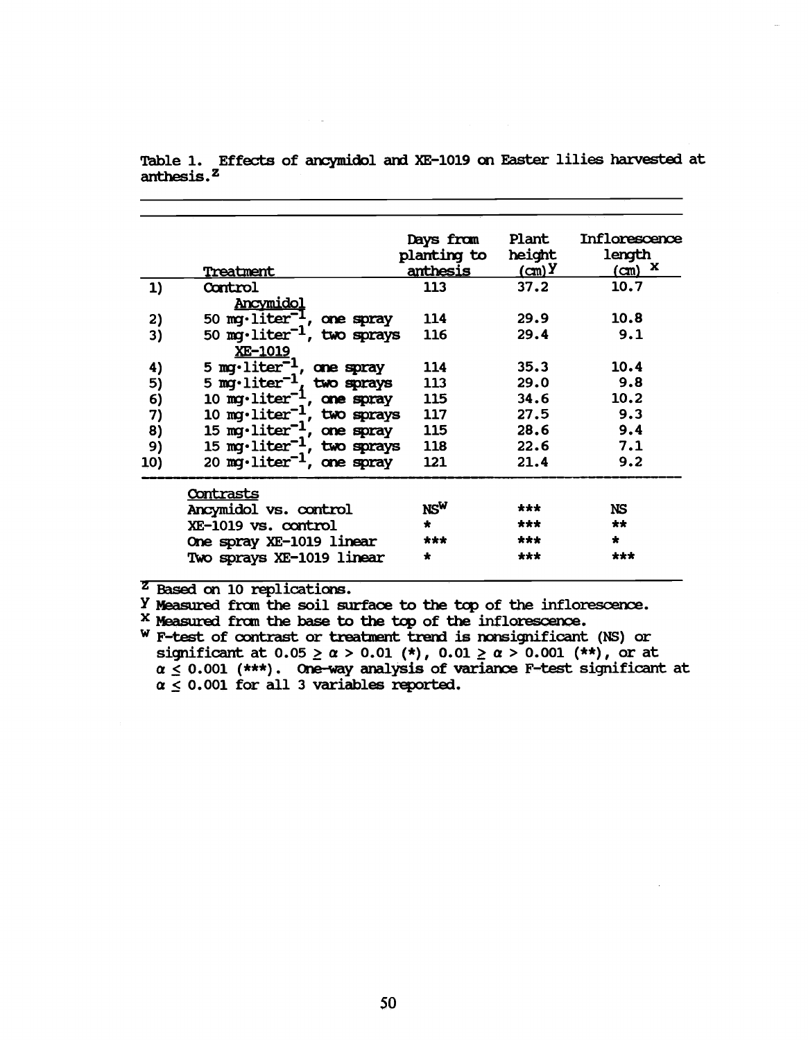Table 1. Effects of ancymidol and XE-1019 on Easter lilies harvested at anthesis.[z]

| | Treatment | Days from planting to anthesis | Plant height (cm)[y] | Inflorescence length (cm) [x] |
|---|---|---|---|---|
| 1) | Control | 113 | 37.2 | 10.7 |
| | Ancymidol | | | |
| 2) | 50 $mg \cdot liter^{-1}$, one spray | 114 | 29.9 | 10.8 |
| 3) | 50 $mg \cdot liter^{-1}$, two sprays | 116 | 29.4 | 9.1 |
| | XE-1019 | | | |
| 4) | 5 $mg \cdot liter^{-1}$, one spray | 114 | 35.3 | 10.4 |
| 5) | 5 $mg \cdot liter^{-1}$, two sprays | 113 | 29.0 | 9.8 |
| 6) | 10 $mg \cdot liter^{-1}$, one spray | 115 | 34.6 | 10.2 |
| 7) | 10 $mg \cdot liter^{-1}$, two sprays | 117 | 27.5 | 9.3 |
| 8) | 15 $mg \cdot liter^{-1}$, one spray | 115 | 28.6 | 9.4 |
| 9) | 15 $mg \cdot liter^{-1}$, two sprays | 118 | 22.6 | 7.1 |
| 10) | 20 $mg \cdot liter^{-1}$, one spray | 121 | 21.4 | 9.2 |
| | Contrasts | | | |
| | Ancymidol vs. control | NS[w] | *** | NS |
| | XE-1019 vs. control | * | *** | ** |
| | One spray XE-1019 linear | *** | *** | * |
| | Two sprays XE-1019 linear | * | *** | *** |

[z] Based on 10 replications.

[y] Measured from the soil surface to the top of the inflorescence.

[x] Measured from the base to the top of the inflorescence.

[w] F-test of contrast or treatment trend is nonsignificant (NS) or significant at $0.05 \geq \alpha > 0.01$ (*), $0.01 \geq \alpha > 0.001$ (**), or at $\alpha \leq 0.001$ (***). One-way analysis of variance F-test significant at $\alpha \leq 0.001$ for all 3 variables reported.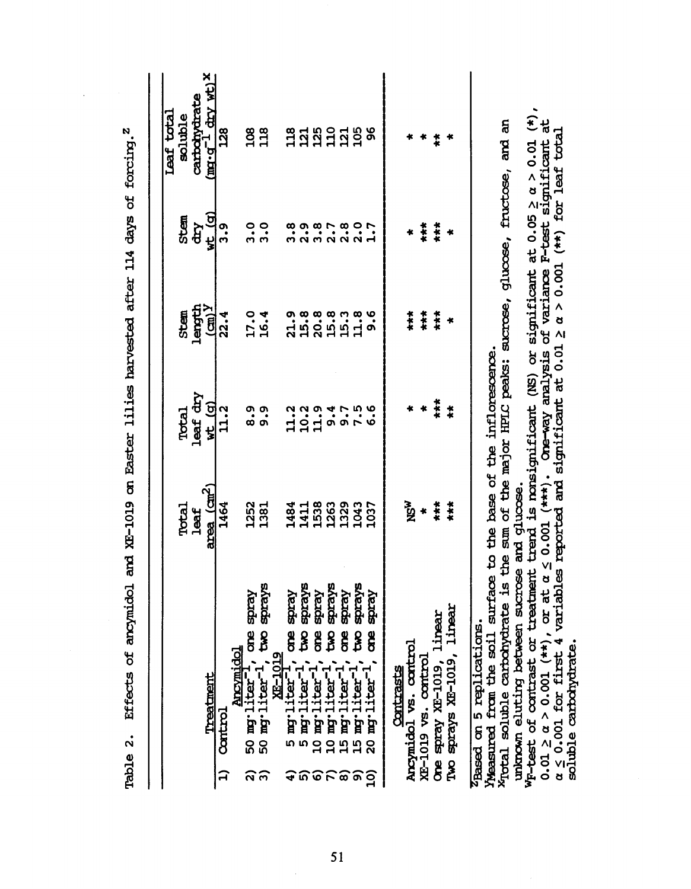Table 2. Effects of ancymidol and XE-1019 on Easter lilies harvested after 114 days of forcing.[z]

| Treatment | Total leaf area ($cm^2$) | Total leaf dry wt (g) | Stem length (cm)[y] | Stem dry wt (g) | Leaf total soluble carbohydrate ($mg \cdot g^{-1}$ dry wt)[x] |
|---|---|---|---|---|---|
| 1) Control | 1464 | 11.2 | 22.4 | 3.9 | 128 |
| Ancymidol | | | | | |
| 2) 50 $mg \cdot liter^{-1}$, one spray | 1252 | 8.9 | 17.0 | 3.0 | 108 |
| 3) 50 $mg \cdot liter^{-1}$, two sprays | 1381 | 9.9 | 16.4 | 3.0 | 118 |
| XE-1019 | | | | | |
| 4) 5 $mg \cdot liter^{-1}$, one spray | 1484 | 11.2 | 21.9 | 3.8 | 118 |
| 5) 5 $mg \cdot liter^{-1}$, two sprays | 1411 | 10.2 | 15.8 | 2.9 | 121 |
| 6) 10 $mg \cdot liter^{-1}$, one spray | 1538 | 11.9 | 20.8 | 3.8 | 125 |
| 7) 10 $mg \cdot liter^{-1}$, two sprays | 1263 | 9.4 | 15.8 | 2.7 | 110 |
| 8) 15 $mg \cdot liter^{-1}$, one spray | 1329 | 9.7 | 15.3 | 2.8 | 121 |
| 9) 15 $mg \cdot liter^{-1}$, two sprays | 1043 | 7.5 | 11.8 | 2.0 | 105 |
| 10) 20 $mg \cdot liter^{-1}$, one spray | 1037 | 6.6 | 9.6 | 1.7 | 96 |
| Contrasts | | | | | |
| Ancymidol vs. control | NS[w] | * | *** | * | * |
| XE-1019 vs. control | * | * | *** | *** | * |
| One spray XE-1019, linear | *** | *** | *** | *** | ** |
| Two sprays XE-1019, linear | *** | ** | * | * | * |

[z]Based on 5 replications.
[y]Measured from the soil surface to the base of the inflorescence.
[x]Total soluble carbohydrate is the sum of the major HPLC peaks: sucrose, glucose, fructose, and an unknown eluting between sucrose and glucose.
[w]F-test of contrast or treatment trend is nonsignificant (NS) or significant at $0.05 \geq \alpha > 0.01$ (*), $0.01 \geq \alpha > 0.001$ (**), or at $\alpha \leq 0.001$ (***). One-way analysis of variance F-test significant at $\alpha \leq 0.001$ for first 4 variables reported and significant at $0.01 \geq \alpha > 0.001$ (**) for leaf total soluble carbohydrate.